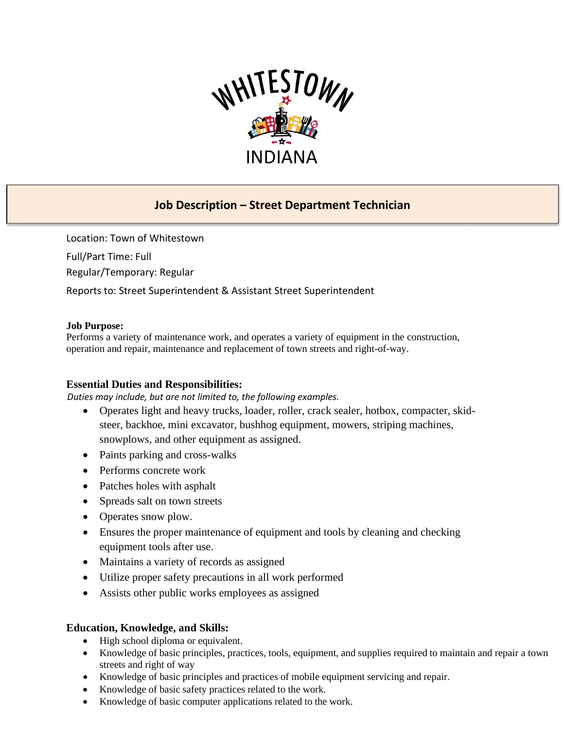WHITESTOWN

INDIANA

# Job Description – Street Department Technician

Location: Town of Whitestown

Full/Part Time: Full

Regular/Temporary: Regular

Reports to: Street Superintendent & Assistant Street Superintendent

**Job Purpose:**
Performs a variety of maintenance work, and operates a variety of equipment in the construction, operation and repair, maintenance and replacement of town streets and right-of-way.

## Essential Duties and Responsibilities:

*Duties may include, but are not limited to, the following examples.*

- Operates light and heavy trucks, loader, roller, crack sealer, hotbox, compacter, skid-steer, backhoe, mini excavator, bushhog equipment, mowers, striping machines, snowplows, and other equipment as assigned.
- Paints parking and cross-walks
- Performs concrete work
- Patches holes with asphalt
- Spreads salt on town streets
- Operates snow plow.
- Ensures the proper maintenance of equipment and tools by cleaning and checking equipment tools after use.
- Maintains a variety of records as assigned
- Utilize proper safety precautions in all work performed
- Assists other public works employees as assigned

## Education, Knowledge, and Skills:

- High school diploma or equivalent.
- Knowledge of basic principles, practices, tools, equipment, and supplies required to maintain and repair a town streets and right of way
- Knowledge of basic principles and practices of mobile equipment servicing and repair.
- Knowledge of basic safety practices related to the work.
- Knowledge of basic computer applications related to the work.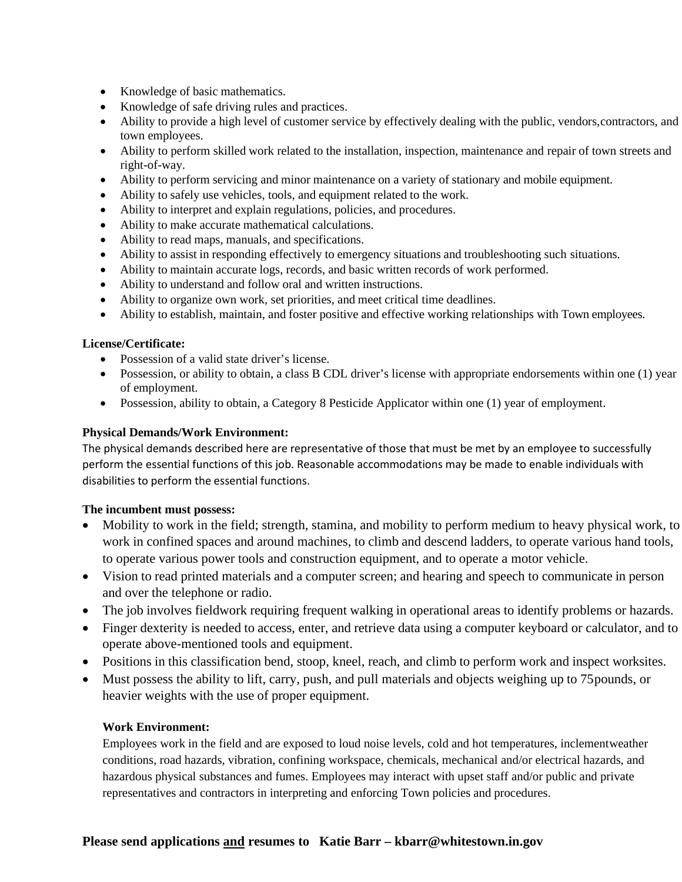- Knowledge of basic mathematics.
- Knowledge of safe driving rules and practices.
- Ability to provide a high level of customer service by effectively dealing with the public, vendors,contractors, and town employees.
- Ability to perform skilled work related to the installation, inspection, maintenance and repair of town streets and right-of-way.
- Ability to perform servicing and minor maintenance on a variety of stationary and mobile equipment.
- Ability to safely use vehicles, tools, and equipment related to the work.
- Ability to interpret and explain regulations, policies, and procedures.
- Ability to make accurate mathematical calculations.
- Ability to read maps, manuals, and specifications.
- Ability to assist in responding effectively to emergency situations and troubleshooting such situations.
- Ability to maintain accurate logs, records, and basic written records of work performed.
- Ability to understand and follow oral and written instructions.
- Ability to organize own work, set priorities, and meet critical time deadlines.
- Ability to establish, maintain, and foster positive and effective working relationships with Town employees.

**License/Certificate:**

- Possession of a valid state driver's license.
- Possession, or ability to obtain, a class B CDL driver's license with appropriate endorsements within one (1) year of employment.
- Possession, ability to obtain, a Category 8 Pesticide Applicator within one (1) year of employment.

**Physical Demands/Work Environment:**

The physical demands described here are representative of those that must be met by an employee to successfully perform the essential functions of this job. Reasonable accommodations may be made to enable individuals with disabilities to perform the essential functions.

**The incumbent must possess:**

- Mobility to work in the field; strength, stamina, and mobility to perform medium to heavy physical work, to work in confined spaces and around machines, to climb and descend ladders, to operate various hand tools, to operate various power tools and construction equipment, and to operate a motor vehicle.
- Vision to read printed materials and a computer screen; and hearing and speech to communicate in person and over the telephone or radio.
- The job involves fieldwork requiring frequent walking in operational areas to identify problems or hazards.
- Finger dexterity is needed to access, enter, and retrieve data using a computer keyboard or calculator, and to operate above-mentioned tools and equipment.
- Positions in this classification bend, stoop, kneel, reach, and climb to perform work and inspect worksites.
- Must possess the ability to lift, carry, push, and pull materials and objects weighing up to 75pounds, or heavier weights with the use of proper equipment.

**Work Environment:**

Employees work in the field and are exposed to loud noise levels, cold and hot temperatures, inclementweather conditions, road hazards, vibration, confining workspace, chemicals, mechanical and/or electrical hazards, and hazardous physical substances and fumes. Employees may interact with upset staff and/or public and private representatives and contractors in interpreting and enforcing Town policies and procedures.

**Please send applications <u>and</u> resumes to Katie Barr – kbarr@whitestown.in.gov**